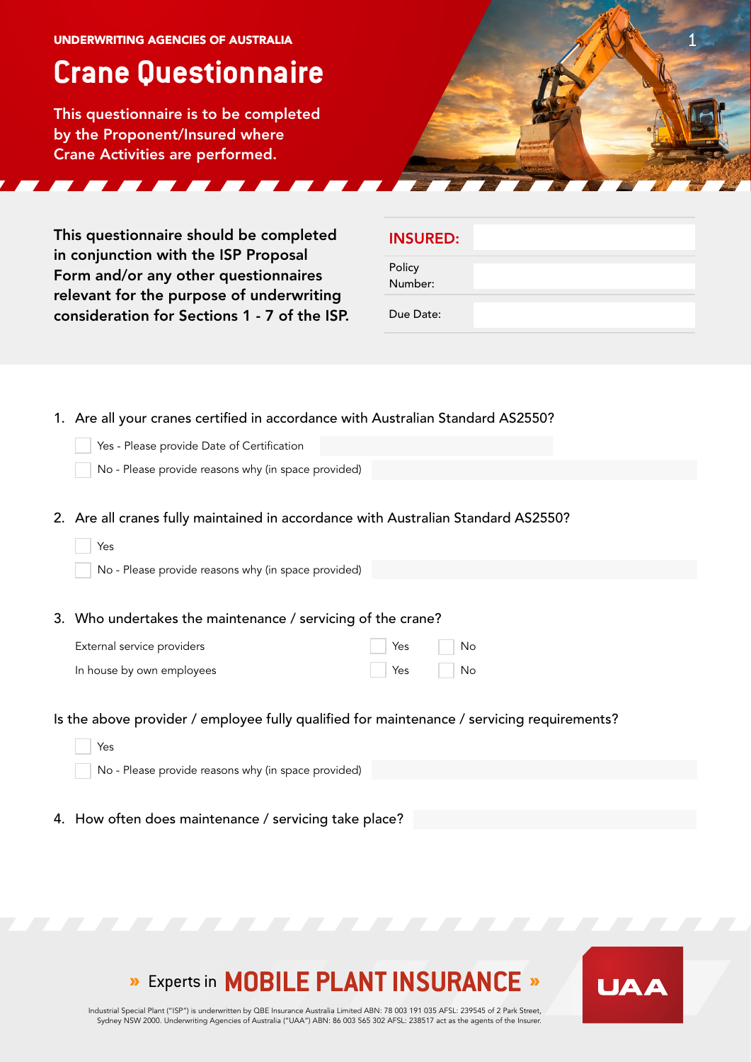UNDERWRITING AGENCIES OF AUSTRALIA

# Crane Questionnaire

This questionnaire is to be completed by the Proponent/Insured where Crane Activities are performed.

**This questionnaire should be completed in conjunction with the ISP Proposal Form and/or any other questionnaires relevant for the purpose of underwriting consideration for Sections 1 - 7 of the ISP.**

| **INSURED:** | |
|---|---|
| Policy Number: | |
| Due Date: | |

1. Are all your cranes certified in accordance with Australian Standard AS2550?

   ☐ Yes - Please provide Date of Certification

   ☐ No - Please provide reasons why (in space provided)

2. Are all cranes fully maintained in accordance with Australian Standard AS2550?

   ☐ Yes

   ☐ No - Please provide reasons why (in space provided)

3. Who undertakes the maintenance / servicing of the crane?

| | | |
|---|---|---|
| External service providers | ☐ Yes | ☐ No |
| In house by own employees | ☐ Yes | ☐ No |

Is the above provider / employee fully qualified for maintenance / servicing requirements?

☐ Yes

☐ No - Please provide reasons why (in space provided)

4. How often does maintenance / servicing take place?

» Experts in **MOBILE PLANT INSURANCE** »

Industrial Special Plant ("ISP") is underwritten by QBE Insurance Australia Limited ABN: 78 003 191 035 AFSL: 239545 of 2 Park Street, Sydney NSW 2000. Underwriting Agencies of Australia ("UAA") ABN: 86 003 565 302 AFSL: 238517 act as the agents of the Insurer.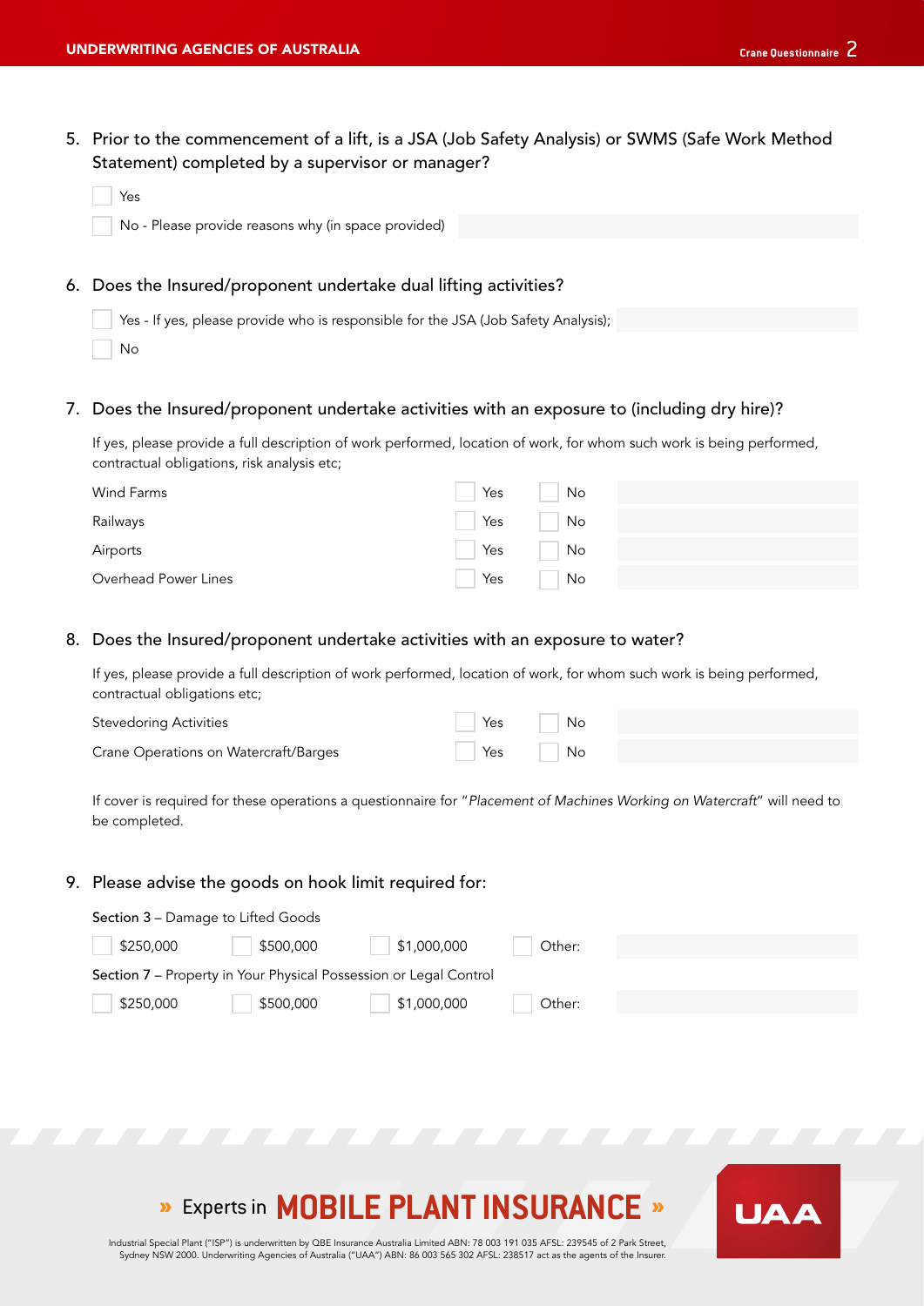5. Prior to the commencement of a lift, is a JSA (Job Safety Analysis) or SWMS (Safe Work Method Statement) completed by a supervisor or manager?

   - [ ] Yes
   - [ ] No - Please provide reasons why (in space provided)

6. Does the Insured/proponent undertake dual lifting activities?

   - [ ] Yes - If yes, please provide who is responsible for the JSA (Job Safety Analysis);
   - [ ] No

7. Does the Insured/proponent undertake activities with an exposure to (including dry hire)?

   If yes, please provide a full description of work performed, location of work, for whom such work is being performed, contractual obligations, risk analysis etc;

| | | | |
|---|---|---|---|
| Wind Farms | [ ] Yes | [ ] No | |
| Railways | [ ] Yes | [ ] No | |
| Airports | [ ] Yes | [ ] No | |
| Overhead Power Lines | [ ] Yes | [ ] No | |

8. Does the Insured/proponent undertake activities with an exposure to water?

   If yes, please provide a full description of work performed, location of work, for whom such work is being performed, contractual obligations etc;

| | | | |
|---|---|---|---|
| Stevedoring Activities | [ ] Yes | [ ] No | |
| Crane Operations on Watercraft/Barges | [ ] Yes | [ ] No | |

   If cover is required for these operations a questionnaire for "*Placement of Machines Working on Watercraft*" will need to be completed.

9. Please advise the goods on hook limit required for:

   Section 3 – Damage to Lifted Goods

   - [ ] $250,000
   - [ ] $500,000
   - [ ] $1,000,000
   - [ ] Other:

   Section 7 – Property in Your Physical Possession or Legal Control

   - [ ] $250,000
   - [ ] $500,000
   - [ ] $1,000,000
   - [ ] Other:

» Experts in **MOBILE PLANT INSURANCE** »

Industrial Special Plant ("ISP") is underwritten by QBE Insurance Australia Limited ABN: 78 003 191 035 AFSL: 239545 of 2 Park Street, Sydney NSW 2000. Underwriting Agencies of Australia ("UAA") ABN: 86 003 565 302 AFSL: 238517 act as the agents of the Insurer.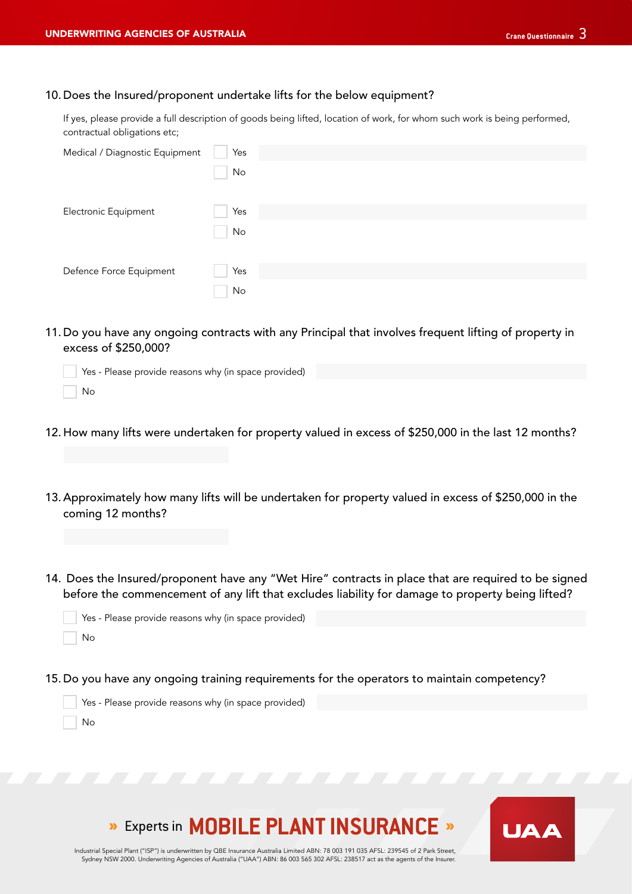10. Does the Insured/proponent undertake lifts for the below equipment?

If yes, please provide a full description of goods being lifted, location of work, for whom such work is being performed, contractual obligations etc;

Medical / Diagnostic Equipment
- [ ] Yes
- [ ] No

Electronic Equipment
- [ ] Yes
- [ ] No

Defence Force Equipment
- [ ] Yes
- [ ] No

11. Do you have any ongoing contracts with any Principal that involves frequent lifting of property in excess of $250,000?

- [ ] Yes - Please provide reasons why (in space provided)
- [ ] No

12. How many lifts were undertaken for property valued in excess of $250,000 in the last 12 months?

13. Approximately how many lifts will be undertaken for property valued in excess of $250,000 in the coming 12 months?

14. Does the Insured/proponent have any "Wet Hire" contracts in place that are required to be signed before the commencement of any lift that excludes liability for damage to property being lifted?

- [ ] Yes - Please provide reasons why (in space provided)
- [ ] No

15. Do you have any ongoing training requirements for the operators to maintain competency?

- [ ] Yes - Please provide reasons why (in space provided)
- [ ] No

» Experts in **MOBILE PLANT INSURANCE** »

Industrial Special Plant ("ISP") is underwritten by QBE Insurance Australia Limited ABN: 78 003 191 035 AFSL: 239545 of 2 Park Street, Sydney NSW 2000. Underwriting Agencies of Australia ("UAA") ABN: 86 003 565 302 AFSL: 238517 act as the agents of the Insurer.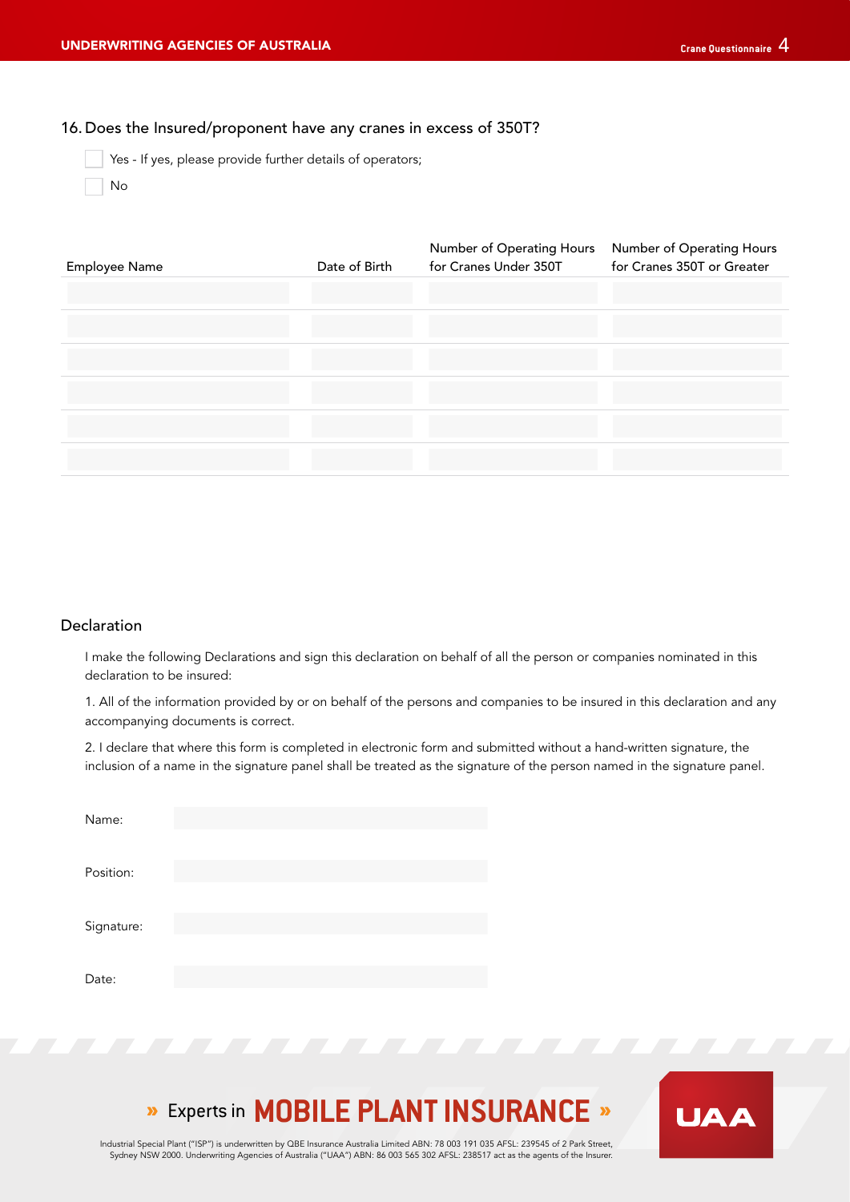16. Does the Insured/proponent have any cranes in excess of 350T?

- [ ] Yes - If yes, please provide further details of operators;
- [ ] No

| Employee Name | Date of Birth | Number of Operating Hours for Cranes Under 350T | Number of Operating Hours for Cranes 350T or Greater |
|---|---|---|---|
| | | | |
| | | | |
| | | | |
| | | | |
| | | | |
| | | | |

## Declaration

I make the following Declarations and sign this declaration on behalf of all the person or companies nominated in this declaration to be insured:

1. All of the information provided by or on behalf of the persons and companies to be insured in this declaration and any accompanying documents is correct.

2. I declare that where this form is completed in electronic form and submitted without a hand-written signature, the inclusion of a name in the signature panel shall be treated as the signature of the person named in the signature panel.

Name:

Position:

Signature:

Date:

» Experts in **MOBILE PLANT INSURANCE** »

Industrial Special Plant ("ISP") is underwritten by QBE Insurance Australia Limited ABN: 78 003 191 035 AFSL: 239545 of 2 Park Street, Sydney NSW 2000. Underwriting Agencies of Australia ("UAA") ABN: 86 003 565 302 AFSL: 238517 act as the agents of the Insurer.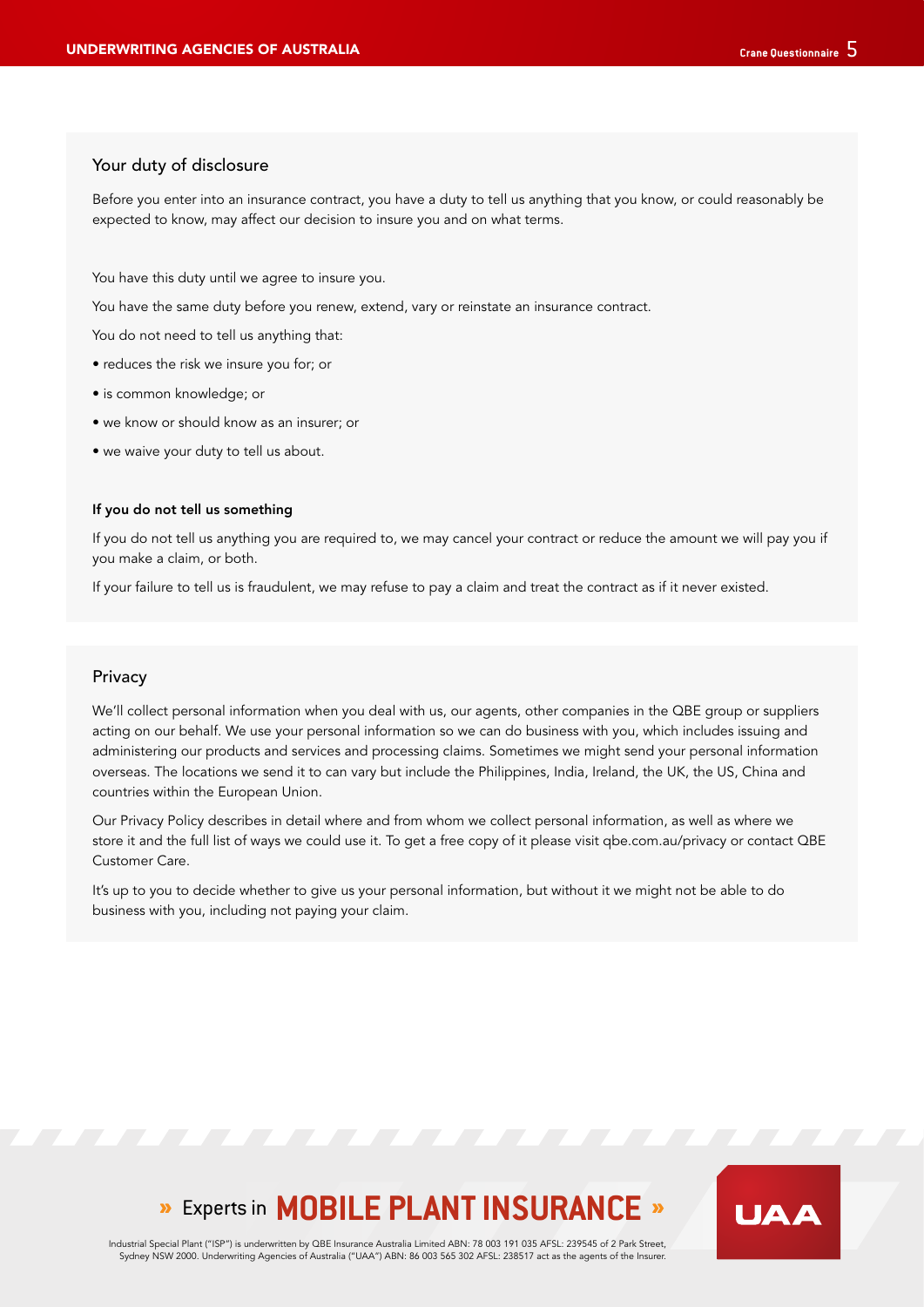## Your duty of disclosure

Before you enter into an insurance contract, you have a duty to tell us anything that you know, or could reasonably be expected to know, may affect our decision to insure you and on what terms.

You have this duty until we agree to insure you.

You have the same duty before you renew, extend, vary or reinstate an insurance contract.

You do not need to tell us anything that:

- reduces the risk we insure you for; or
- is common knowledge; or
- we know or should know as an insurer; or
- we waive your duty to tell us about.

### If you do not tell us something

If you do not tell us anything you are required to, we may cancel your contract or reduce the amount we will pay you if you make a claim, or both.

If your failure to tell us is fraudulent, we may refuse to pay a claim and treat the contract as if it never existed.

## Privacy

We'll collect personal information when you deal with us, our agents, other companies in the QBE group or suppliers acting on our behalf. We use your personal information so we can do business with you, which includes issuing and administering our products and services and processing claims. Sometimes we might send your personal information overseas. The locations we send it to can vary but include the Philippines, India, Ireland, the UK, the US, China and countries within the European Union.

Our Privacy Policy describes in detail where and from whom we collect personal information, as well as where we store it and the full list of ways we could use it. To get a free copy of it please visit qbe.com.au/privacy or contact QBE Customer Care.

It's up to you to decide whether to give us your personal information, but without it we might not be able to do business with you, including not paying your claim.

» Experts in **MOBILE PLANT INSURANCE** »

UAA

Industrial Special Plant ("ISP") is underwritten by QBE Insurance Australia Limited ABN: 78 003 191 035 AFSL: 239545 of 2 Park Street, Sydney NSW 2000. Underwriting Agencies of Australia ("UAA") ABN: 86 003 565 302 AFSL: 238517 act as the agents of the Insurer.